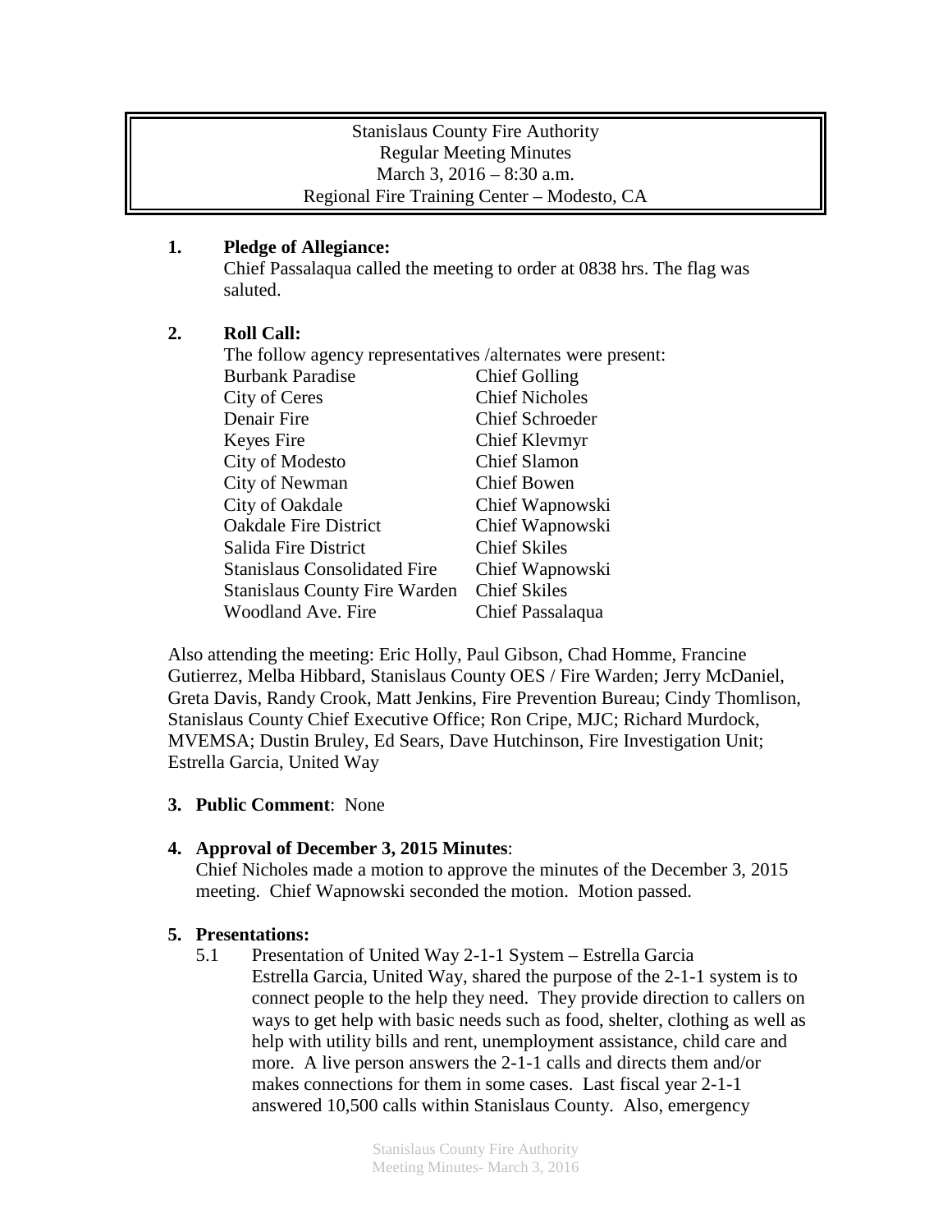# Stanislaus County Fire Authority
## Regular Meeting Minutes
March 3, 2016 – 8:30 a.m.
Regional Fire Training Center – Modesto, CA

**1. Pledge of Allegiance:**

Chief Passalaqua called the meeting to order at 0838 hrs. The flag was saluted.

**2. Roll Call:**

The follow agency representatives /alternates were present:

| | |
|---|---|
| Burbank Paradise | Chief Golling |
| City of Ceres | Chief Nicholes |
| Denair Fire | Chief Schroeder |
| Keyes Fire | Chief Klevmyr |
| City of Modesto | Chief Slamon |
| City of Newman | Chief Bowen |
| City of Oakdale | Chief Wapnowski |
| Oakdale Fire District | Chief Wapnowski |
| Salida Fire District | Chief Skiles |
| Stanislaus Consolidated Fire | Chief Wapnowski |
| Stanislaus County Fire Warden | Chief Skiles |
| Woodland Ave. Fire | Chief Passalaqua |

Also attending the meeting: Eric Holly, Paul Gibson, Chad Homme, Francine Gutierrez, Melba Hibbard, Stanislaus County OES / Fire Warden; Jerry McDaniel, Greta Davis, Randy Crook, Matt Jenkins, Fire Prevention Bureau; Cindy Thomlison, Stanislaus County Chief Executive Office; Ron Cripe, MJC; Richard Murdock, MVEMSA; Dustin Bruley, Ed Sears, Dave Hutchinson, Fire Investigation Unit; Estrella Garcia, United Way

**3. Public Comment**: None

**4. Approval of December 3, 2015 Minutes**:

Chief Nicholes made a motion to approve the minutes of the December 3, 2015 meeting. Chief Wapnowski seconded the motion. Motion passed.

**5. Presentations:**

5.1 Presentation of United Way 2-1-1 System – Estrella Garcia

Estrella Garcia, United Way, shared the purpose of the 2-1-1 system is to connect people to the help they need. They provide direction to callers on ways to get help with basic needs such as food, shelter, clothing as well as help with utility bills and rent, unemployment assistance, child care and more. A live person answers the 2-1-1 calls and directs them and/or makes connections for them in some cases. Last fiscal year 2-1-1 answered 10,500 calls within Stanislaus County. Also, emergency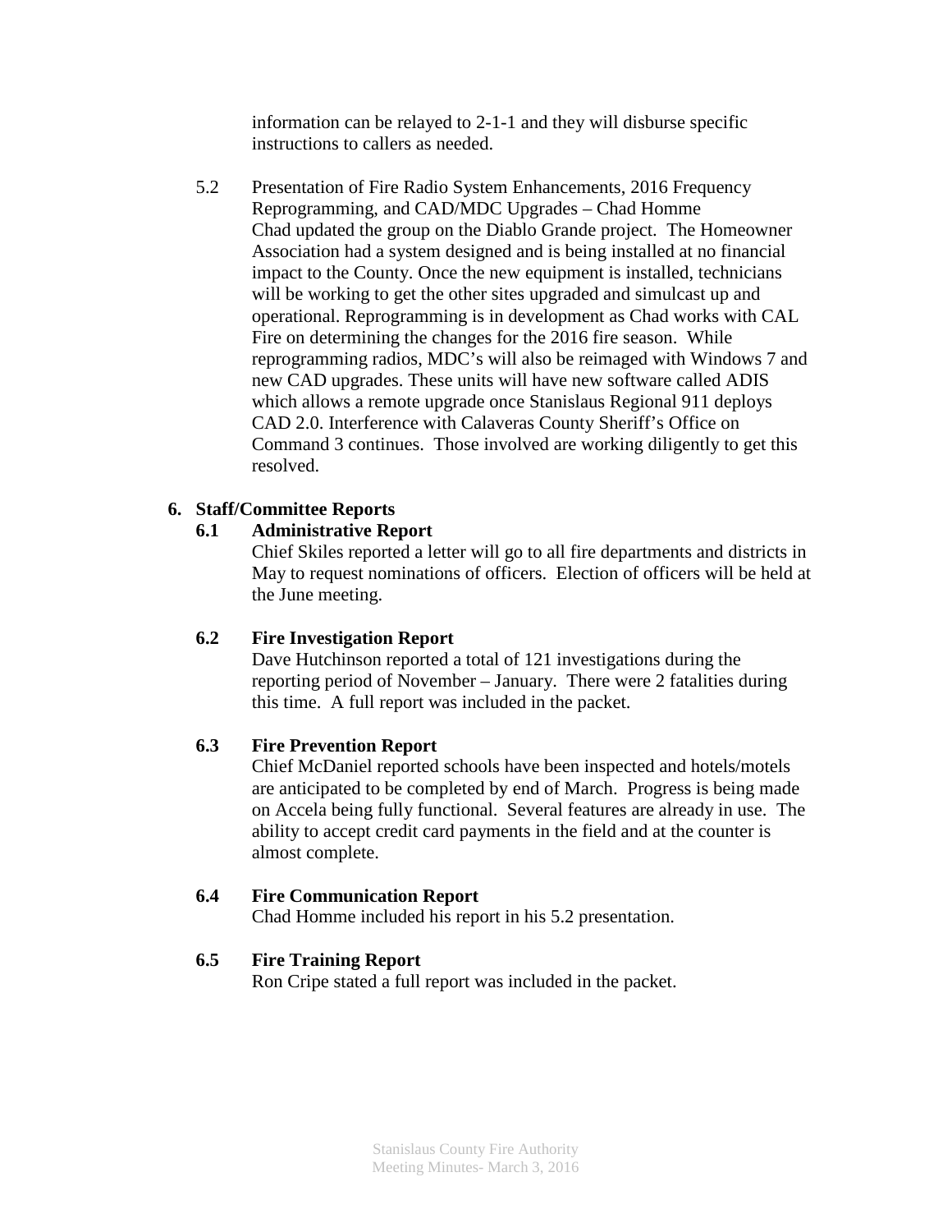information can be relayed to 2-1-1 and they will disburse specific instructions to callers as needed.

5.2 Presentation of Fire Radio System Enhancements, 2016 Frequency Reprogramming, and CAD/MDC Upgrades – Chad Homme
Chad updated the group on the Diablo Grande project. The Homeowner Association had a system designed and is being installed at no financial impact to the County. Once the new equipment is installed, technicians will be working to get the other sites upgraded and simulcast up and operational. Reprogramming is in development as Chad works with CAL Fire on determining the changes for the 2016 fire season. While reprogramming radios, MDC's will also be reimaged with Windows 7 and new CAD upgrades. These units will have new software called ADIS which allows a remote upgrade once Stanislaus Regional 911 deploys CAD 2.0. Interference with Calaveras County Sheriff's Office on Command 3 continues. Those involved are working diligently to get this resolved.

## 6. Staff/Committee Reports

### 6.1 Administrative Report

Chief Skiles reported a letter will go to all fire departments and districts in May to request nominations of officers. Election of officers will be held at the June meeting.

### 6.2 Fire Investigation Report

Dave Hutchinson reported a total of 121 investigations during the reporting period of November – January. There were 2 fatalities during this time. A full report was included in the packet.

### 6.3 Fire Prevention Report

Chief McDaniel reported schools have been inspected and hotels/motels are anticipated to be completed by end of March. Progress is being made on Accela being fully functional. Several features are already in use. The ability to accept credit card payments in the field and at the counter is almost complete.

### 6.4 Fire Communication Report

Chad Homme included his report in his 5.2 presentation.

### 6.5 Fire Training Report

Ron Cripe stated a full report was included in the packet.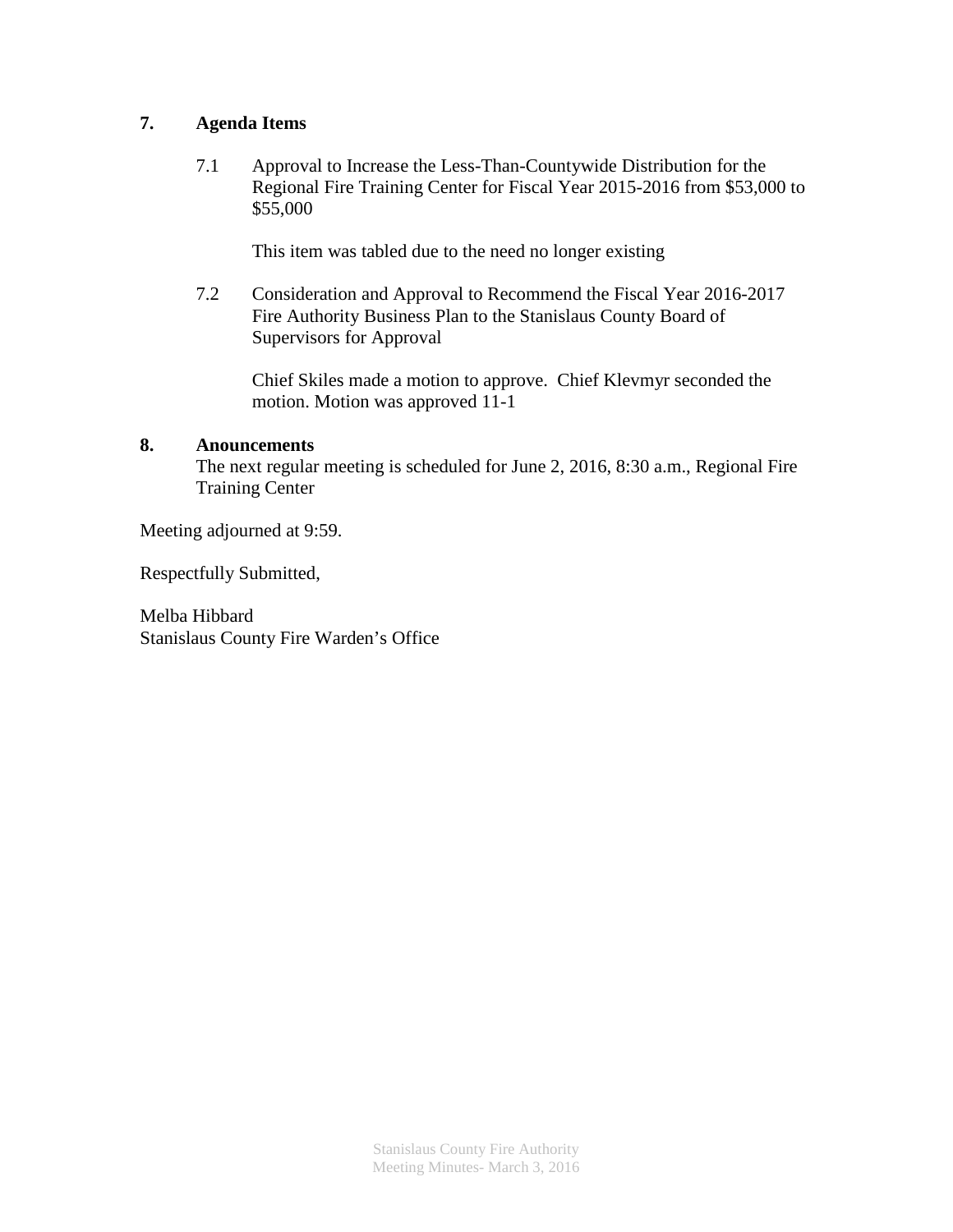## 7. Agenda Items

7.1 Approval to Increase the Less-Than-Countywide Distribution for the Regional Fire Training Center for Fiscal Year 2015-2016 from $53,000 to $55,000

This item was tabled due to the need no longer existing

7.2 Consideration and Approval to Recommend the Fiscal Year 2016-2017 Fire Authority Business Plan to the Stanislaus County Board of Supervisors for Approval

Chief Skiles made a motion to approve. Chief Klevmyr seconded the motion. Motion was approved 11-1

## 8. Anouncements

The next regular meeting is scheduled for June 2, 2016, 8:30 a.m., Regional Fire Training Center

Meeting adjourned at 9:59.

Respectfully Submitted,

Melba Hibbard
Stanislaus County Fire Warden's Office